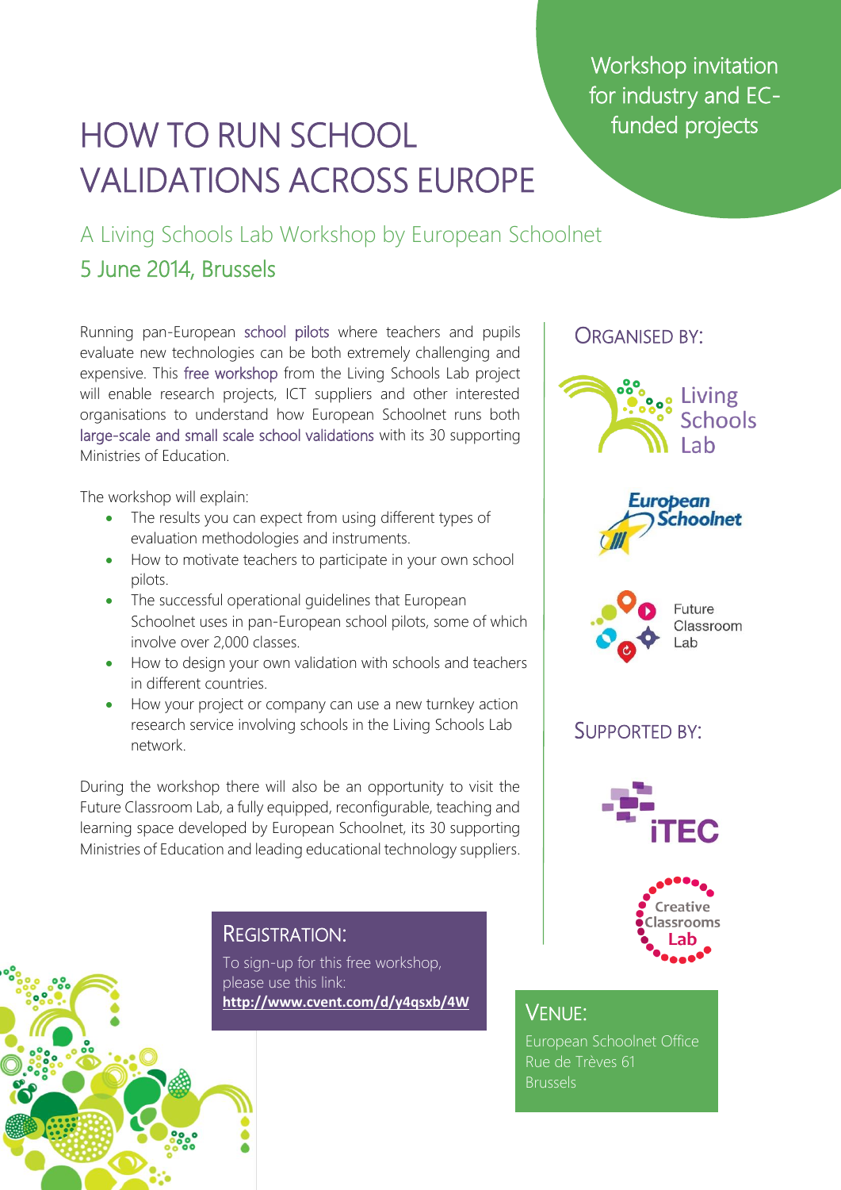Workshop invitation for industry and EC-funded projects

# HOW TO RUN SCHOOL VALIDATIONS ACROSS EUROPE

## A Living Schools Lab Workshop by European Schoolnet

## 5 June 2014, Brussels

Running pan-European school pilots where teachers and pupils evaluate new technologies can be both extremely challenging and expensive. This free workshop from the Living Schools Lab project will enable research projects, ICT suppliers and other interested organisations to understand how European Schoolnet runs both large-scale and small scale school validations with its 30 supporting Ministries of Education.

The workshop will explain:

- The results you can expect from using different types of evaluation methodologies and instruments.
- How to motivate teachers to participate in your own school pilots.
- The successful operational guidelines that European Schoolnet uses in pan-European school pilots, some of which involve over 2,000 classes.
- How to design your own validation with schools and teachers in different countries.
- How your project or company can use a new turnkey action research service involving schools in the Living Schools Lab network.

During the workshop there will also be an opportunity to visit the Future Classroom Lab, a fully equipped, reconfigurable, teaching and learning space developed by European Schoolnet, its 30 supporting Ministries of Education and leading educational technology suppliers.

### ORGANISED BY:

Living Schools Lab

European Schoolnet

Future Classroom Lab

### SUPPORTED BY:

iTEC

Creative Classrooms Lab

### REGISTRATION:

To sign-up for this free workshop, please use this link:
**http://www.cvent.com/d/y4qsxb/4W**

### VENUE:

European Schoolnet Office
Rue de Trèves 61
Brussels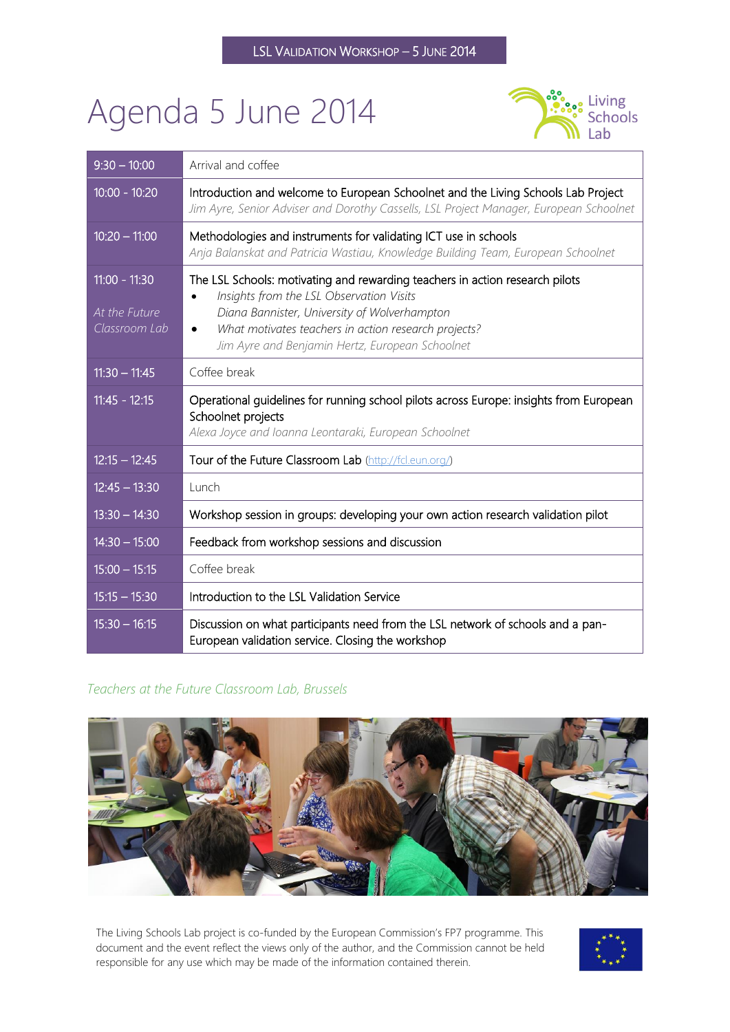LSL Validation Workshop – 5 June 2014

# Agenda 5 June 2014

| Time | Session |
|---|---|
| 9:30 – 10:00 | Arrival and coffee |
| 10:00 - 10:20 | Introduction and welcome to European Schoolnet and the Living Schools Lab Project<br>*Jim Ayre, Senior Adviser and Dorothy Cassells, LSL Project Manager, European Schoolnet* |
| 10:20 – 11:00 | Methodologies and instruments for validating ICT use in schools<br>*Anja Balanskat and Patricia Wastiau, Knowledge Building Team, European Schoolnet* |
| 11:00 - 11:30<br>*At the Future Classroom Lab* | The LSL Schools: motivating and rewarding teachers in action research pilots<br>• *Insights from the LSL Observation Visits*<br>*Diana Bannister, University of Wolverhampton*<br>• *What motivates teachers in action research projects?*<br>*Jim Ayre and Benjamin Hertz, European Schoolnet* |
| 11:30 – 11:45 | Coffee break |
| 11:45 - 12:15 | Operational guidelines for running school pilots across Europe: insights from European Schoolnet projects<br>*Alexa Joyce and Ioanna Leontaraki, European Schoolnet* |
| 12:15 – 12:45 | Tour of the Future Classroom Lab (http://fcl.eun.org/) |
| 12:45 – 13:30 | Lunch |
| 13:30 – 14:30 | Workshop session in groups: developing your own action research validation pilot |
| 14:30 – 15:00 | Feedback from workshop sessions and discussion |
| 15:00 – 15:15 | Coffee break |
| 15:15 – 15:30 | Introduction to the LSL Validation Service |
| 15:30 – 16:15 | Discussion on what participants need from the LSL network of schools and a pan-European validation service. Closing the workshop |

*Teachers at the Future Classroom Lab, Brussels*

The Living Schools Lab project is co-funded by the European Commission's FP7 programme. This document and the event reflect the views only of the author, and the Commission cannot be held responsible for any use which may be made of the information contained therein.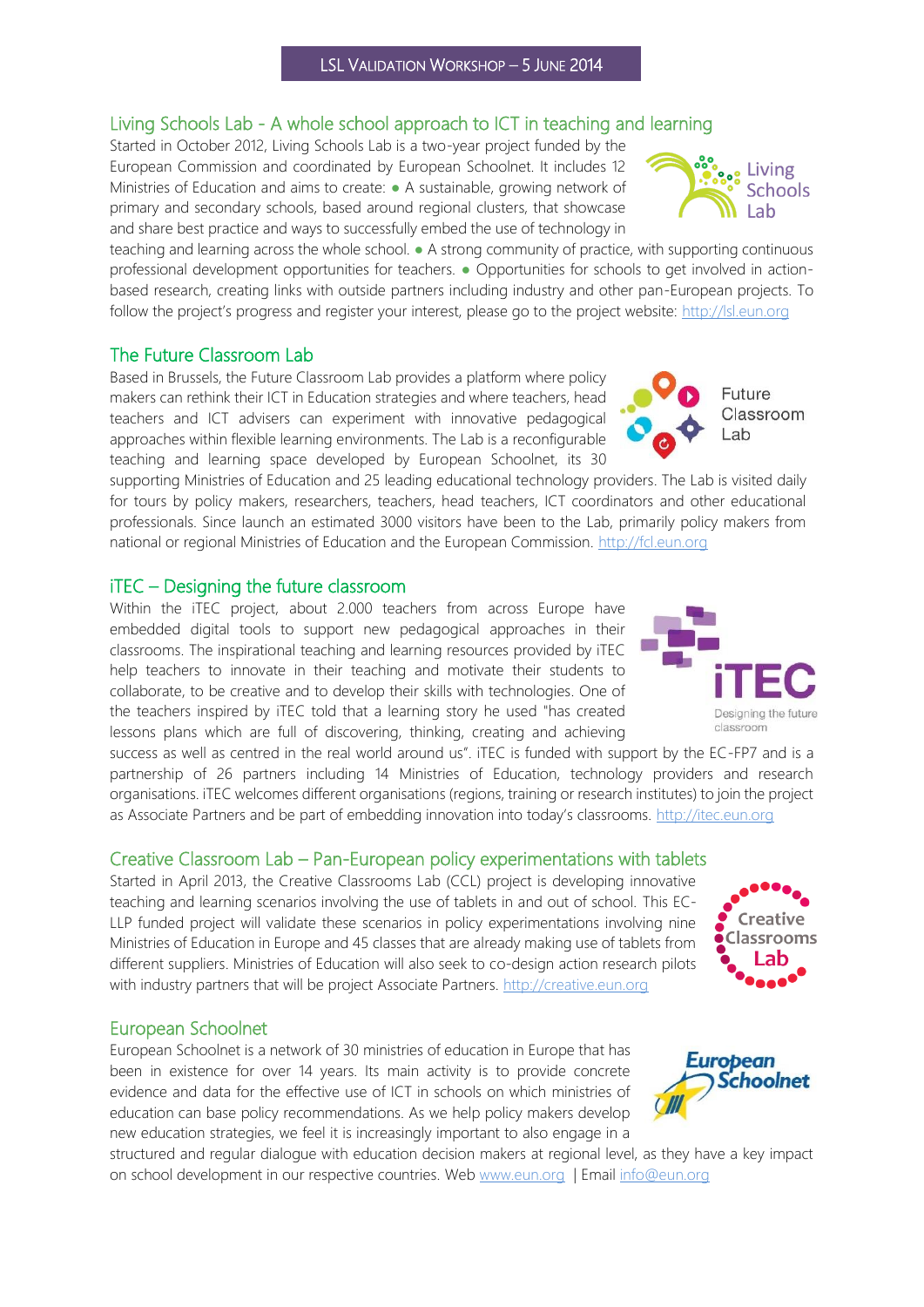## Living Schools Lab - A whole school approach to ICT in teaching and learning

Started in October 2012, Living Schools Lab is a two-year project funded by the European Commission and coordinated by European Schoolnet. It includes 12 Ministries of Education and aims to create: ● A sustainable, growing network of primary and secondary schools, based around regional clusters, that showcase and share best practice and ways to successfully embed the use of technology in teaching and learning across the whole school. ● A strong community of practice, with supporting continuous professional development opportunities for teachers. ● Opportunities for schools to get involved in action-based research, creating links with outside partners including industry and other pan-European projects. To follow the project's progress and register your interest, please go to the project website: http://lsl.eun.org

## The Future Classroom Lab

Based in Brussels, the Future Classroom Lab provides a platform where policy makers can rethink their ICT in Education strategies and where teachers, head teachers and ICT advisers can experiment with innovative pedagogical approaches within flexible learning environments. The Lab is a reconfigurable teaching and learning space developed by European Schoolnet, its 30 supporting Ministries of Education and 25 leading educational technology providers. The Lab is visited daily for tours by policy makers, researchers, teachers, head teachers, ICT coordinators and other educational professionals. Since launch an estimated 3000 visitors have been to the Lab, primarily policy makers from national or regional Ministries of Education and the European Commission. http://fcl.eun.org

## iTEC – Designing the future classroom

Within the iTEC project, about 2.000 teachers from across Europe have embedded digital tools to support new pedagogical approaches in their classrooms. The inspirational teaching and learning resources provided by iTEC help teachers to innovate in their teaching and motivate their students to collaborate, to be creative and to develop their skills with technologies. One of the teachers inspired by iTEC told that a learning story he used "has created lessons plans which are full of discovering, thinking, creating and achieving success as well as centred in the real world around us". iTEC is funded with support by the EC-FP7 and is a partnership of 26 partners including 14 Ministries of Education, technology providers and research organisations. iTEC welcomes different organisations (regions, training or research institutes) to join the project as Associate Partners and be part of embedding innovation into today's classrooms. http://itec.eun.org

## Creative Classroom Lab – Pan-European policy experimentations with tablets

Started in April 2013, the Creative Classrooms Lab (CCL) project is developing innovative teaching and learning scenarios involving the use of tablets in and out of school. This EC-LLP funded project will validate these scenarios in policy experimentations involving nine Ministries of Education in Europe and 45 classes that are already making use of tablets from different suppliers. Ministries of Education will also seek to co-design action research pilots with industry partners that will be project Associate Partners. http://creative.eun.org

## European Schoolnet

European Schoolnet is a network of 30 ministries of education in Europe that has been in existence for over 14 years. Its main activity is to provide concrete evidence and data for the effective use of ICT in schools on which ministries of education can base policy recommendations. As we help policy makers develop new education strategies, we feel it is increasingly important to also engage in a structured and regular dialogue with education decision makers at regional level, as they have a key impact on school development in our respective countries. Web www.eun.org | Email info@eun.org